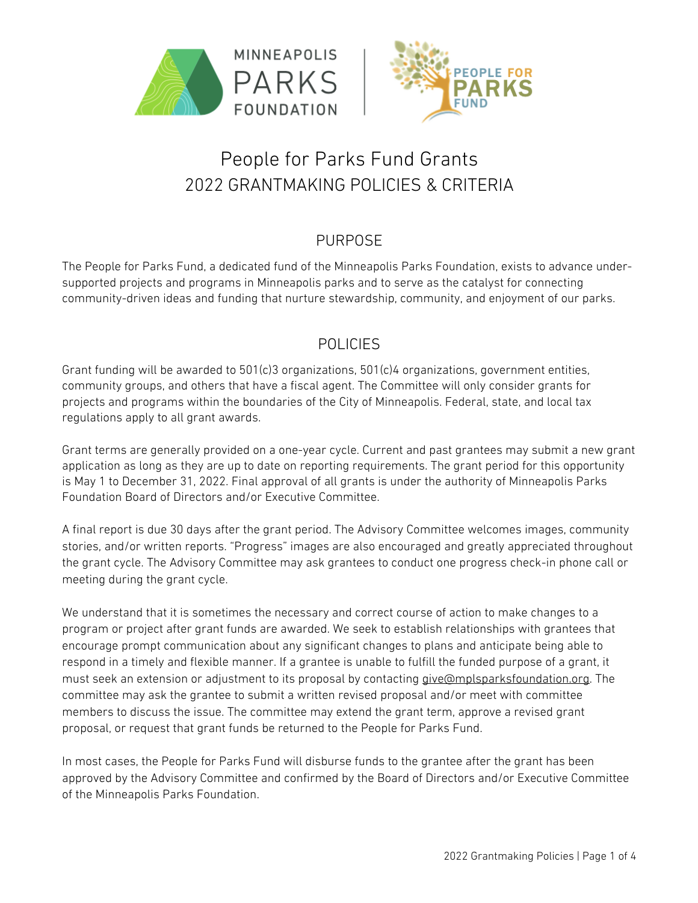# People for Parks Fund Grants
# 2022 GRANTMAKING POLICIES & CRITERIA

## PURPOSE

The People for Parks Fund, a dedicated fund of the Minneapolis Parks Foundation, exists to advance under-supported projects and programs in Minneapolis parks and to serve as the catalyst for connecting community-driven ideas and funding that nurture stewardship, community, and enjoyment of our parks.

## POLICIES

Grant funding will be awarded to 501(c)3 organizations, 501(c)4 organizations, government entities, community groups, and others that have a fiscal agent. The Committee will only consider grants for projects and programs within the boundaries of the City of Minneapolis. Federal, state, and local tax regulations apply to all grant awards.

Grant terms are generally provided on a one-year cycle. Current and past grantees may submit a new grant application as long as they are up to date on reporting requirements. The grant period for this opportunity is May 1 to December 31, 2022. Final approval of all grants is under the authority of Minneapolis Parks Foundation Board of Directors and/or Executive Committee.

A final report is due 30 days after the grant period. The Advisory Committee welcomes images, community stories, and/or written reports. "Progress" images are also encouraged and greatly appreciated throughout the grant cycle. The Advisory Committee may ask grantees to conduct one progress check-in phone call or meeting during the grant cycle.

We understand that it is sometimes the necessary and correct course of action to make changes to a program or project after grant funds are awarded. We seek to establish relationships with grantees that encourage prompt communication about any significant changes to plans and anticipate being able to respond in a timely and flexible manner. If a grantee is unable to fulfill the funded purpose of a grant, it must seek an extension or adjustment to its proposal by contacting give@mplsparksfoundation.org. The committee may ask the grantee to submit a written revised proposal and/or meet with committee members to discuss the issue. The committee may extend the grant term, approve a revised grant proposal, or request that grant funds be returned to the People for Parks Fund.

In most cases, the People for Parks Fund will disburse funds to the grantee after the grant has been approved by the Advisory Committee and confirmed by the Board of Directors and/or Executive Committee of the Minneapolis Parks Foundation.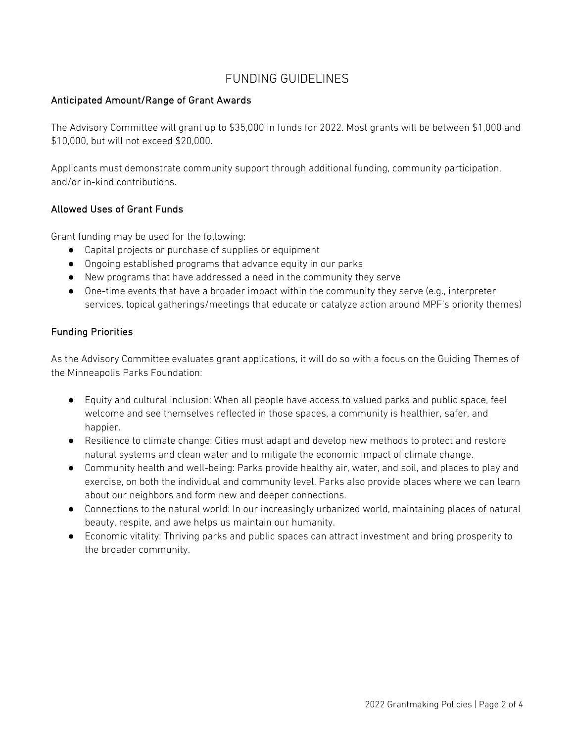# FUNDING GUIDELINES

## Anticipated Amount/Range of Grant Awards

The Advisory Committee will grant up to $35,000 in funds for 2022. Most grants will be between $1,000 and $10,000, but will not exceed $20,000.

Applicants must demonstrate community support through additional funding, community participation, and/or in-kind contributions.

## Allowed Uses of Grant Funds

Grant funding may be used for the following:

- Capital projects or purchase of supplies or equipment
- Ongoing established programs that advance equity in our parks
- New programs that have addressed a need in the community they serve
- One-time events that have a broader impact within the community they serve (e.g., interpreter services, topical gatherings/meetings that educate or catalyze action around MPF's priority themes)

## Funding Priorities

As the Advisory Committee evaluates grant applications, it will do so with a focus on the Guiding Themes of the Minneapolis Parks Foundation:

- Equity and cultural inclusion: When all people have access to valued parks and public space, feel welcome and see themselves reflected in those spaces, a community is healthier, safer, and happier.
- Resilience to climate change: Cities must adapt and develop new methods to protect and restore natural systems and clean water and to mitigate the economic impact of climate change.
- Community health and well-being: Parks provide healthy air, water, and soil, and places to play and exercise, on both the individual and community level. Parks also provide places where we can learn about our neighbors and form new and deeper connections.
- Connections to the natural world: In our increasingly urbanized world, maintaining places of natural beauty, respite, and awe helps us maintain our humanity.
- Economic vitality: Thriving parks and public spaces can attract investment and bring prosperity to the broader community.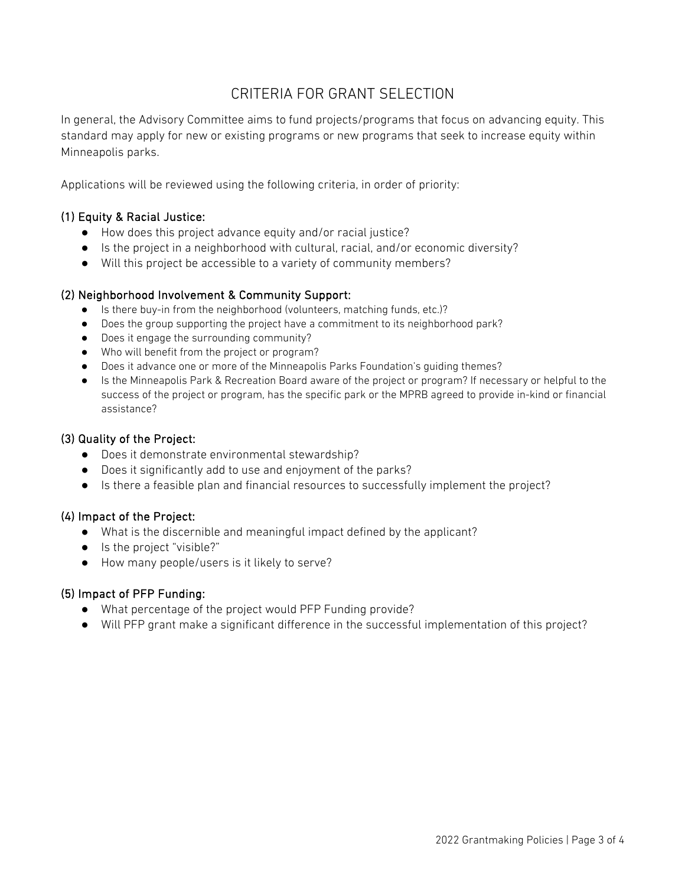# CRITERIA FOR GRANT SELECTION

In general, the Advisory Committee aims to fund projects/programs that focus on advancing equity. This standard may apply for new or existing programs or new programs that seek to increase equity within Minneapolis parks.

Applications will be reviewed using the following criteria, in order of priority:

### (1) Equity & Racial Justice:

- How does this project advance equity and/or racial justice?
- Is the project in a neighborhood with cultural, racial, and/or economic diversity?
- Will this project be accessible to a variety of community members?

### (2) Neighborhood Involvement & Community Support:

- Is there buy-in from the neighborhood (volunteers, matching funds, etc.)?
- Does the group supporting the project have a commitment to its neighborhood park?
- Does it engage the surrounding community?
- Who will benefit from the project or program?
- Does it advance one or more of the Minneapolis Parks Foundation's guiding themes?
- Is the Minneapolis Park & Recreation Board aware of the project or program? If necessary or helpful to the success of the project or program, has the specific park or the MPRB agreed to provide in-kind or financial assistance?

### (3) Quality of the Project:

- Does it demonstrate environmental stewardship?
- Does it significantly add to use and enjoyment of the parks?
- Is there a feasible plan and financial resources to successfully implement the project?

### (4) Impact of the Project:

- What is the discernible and meaningful impact defined by the applicant?
- Is the project "visible?"
- How many people/users is it likely to serve?

### (5) Impact of PFP Funding:

- What percentage of the project would PFP Funding provide?
- Will PFP grant make a significant difference in the successful implementation of this project?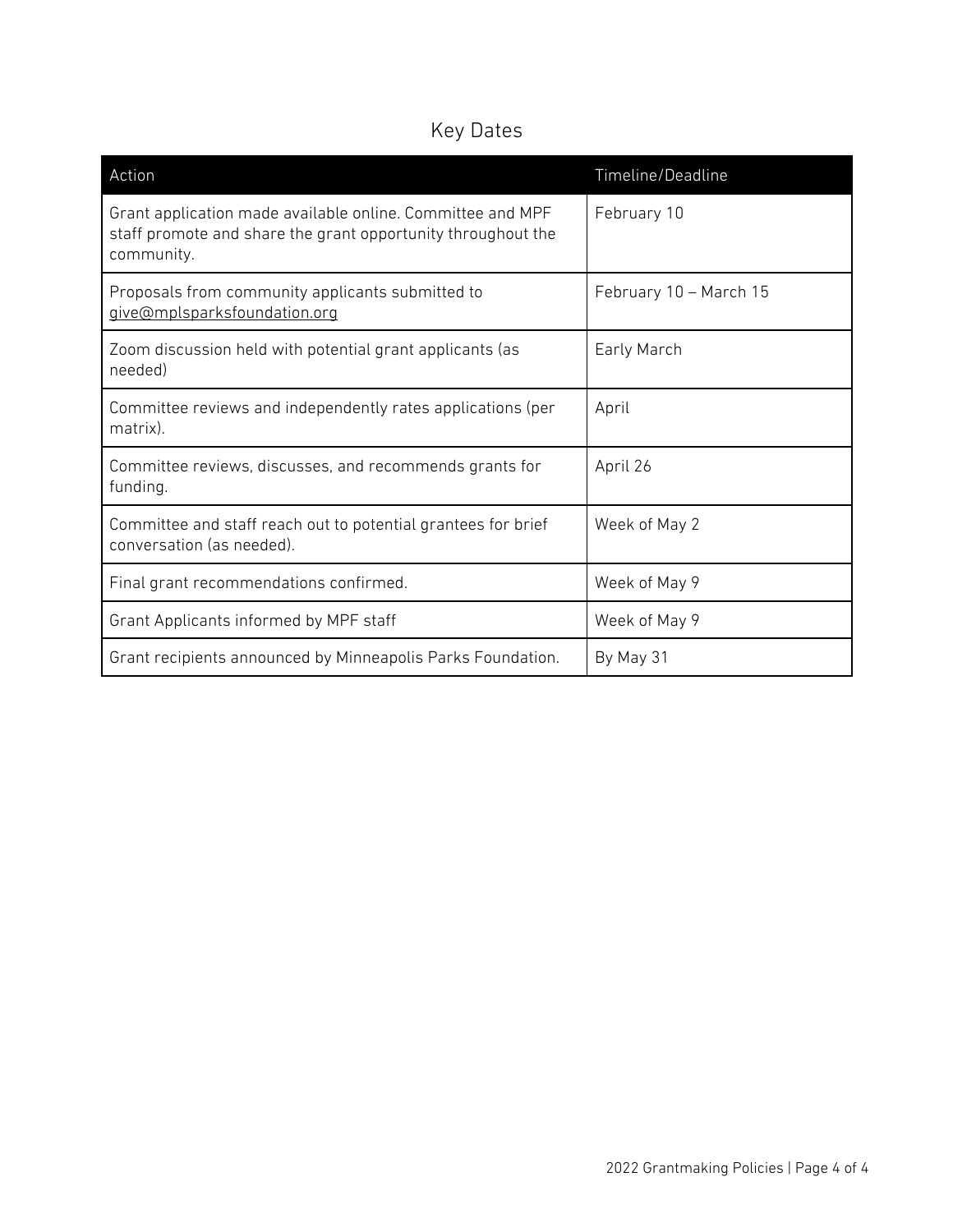## Key Dates

| Action | Timeline/Deadline |
| --- | --- |
| Grant application made available online. Committee and MPF staff promote and share the grant opportunity throughout the community. | February 10 |
| Proposals from community applicants submitted to give@mplsparksfoundation.org | February 10 – March 15 |
| Zoom discussion held with potential grant applicants (as needed) | Early March |
| Committee reviews and independently rates applications (per matrix). | April |
| Committee reviews, discusses, and recommends grants for funding. | April 26 |
| Committee and staff reach out to potential grantees for brief conversation (as needed). | Week of May 2 |
| Final grant recommendations confirmed. | Week of May 9 |
| Grant Applicants informed by MPF staff | Week of May 9 |
| Grant recipients announced by Minneapolis Parks Foundation. | By May 31 |